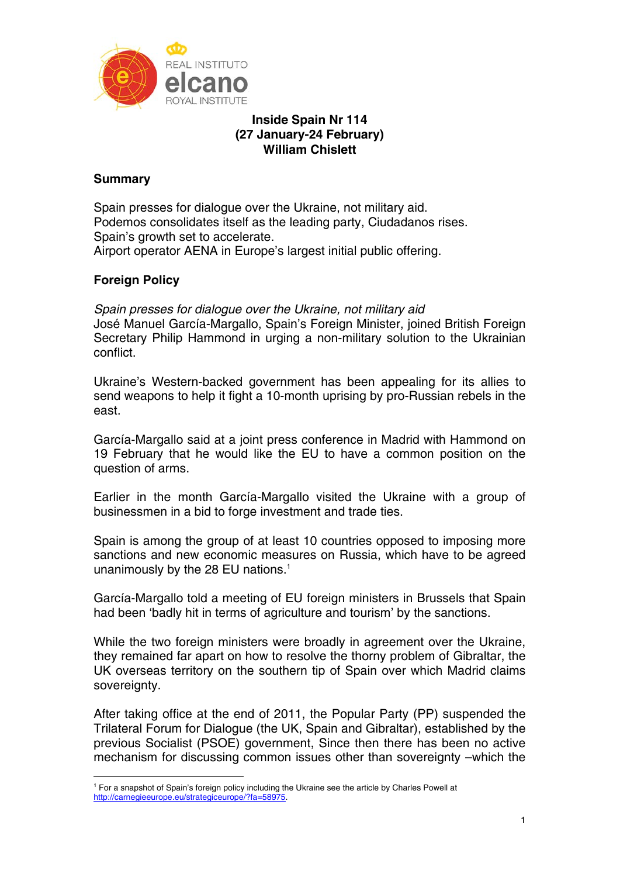**Inside Spain Nr 114**
**(27 January-24 February)**
**William Chislett**

## Summary

Spain presses for dialogue over the Ukraine, not military aid.
Podemos consolidates itself as the leading party, Ciudadanos rises.
Spain's growth set to accelerate.
Airport operator AENA in Europe's largest initial public offering.

## Foreign Policy

*Spain presses for dialogue over the Ukraine, not military aid*
José Manuel García-Margallo, Spain's Foreign Minister, joined British Foreign Secretary Philip Hammond in urging a non-military solution to the Ukrainian conflict.

Ukraine's Western-backed government has been appealing for its allies to send weapons to help it fight a 10-month uprising by pro-Russian rebels in the east.

García-Margallo said at a joint press conference in Madrid with Hammond on 19 February that he would like the EU to have a common position on the question of arms.

Earlier in the month García-Margallo visited the Ukraine with a group of businessmen in a bid to forge investment and trade ties.

Spain is among the group of at least 10 countries opposed to imposing more sanctions and new economic measures on Russia, which have to be agreed unanimously by the 28 EU nations.[1]

García-Margallo told a meeting of EU foreign ministers in Brussels that Spain had been 'badly hit in terms of agriculture and tourism' by the sanctions.

While the two foreign ministers were broadly in agreement over the Ukraine, they remained far apart on how to resolve the thorny problem of Gibraltar, the UK overseas territory on the southern tip of Spain over which Madrid claims sovereignty.

After taking office at the end of 2011, the Popular Party (PP) suspended the Trilateral Forum for Dialogue (the UK, Spain and Gibraltar), established by the previous Socialist (PSOE) government, Since then there has been no active mechanism for discussing common issues other than sovereignty –which the

---

[1] For a snapshot of Spain's foreign policy including the Ukraine see the article by Charles Powell at http://carnegieeurope.eu/strategiceurope/?fa=58975.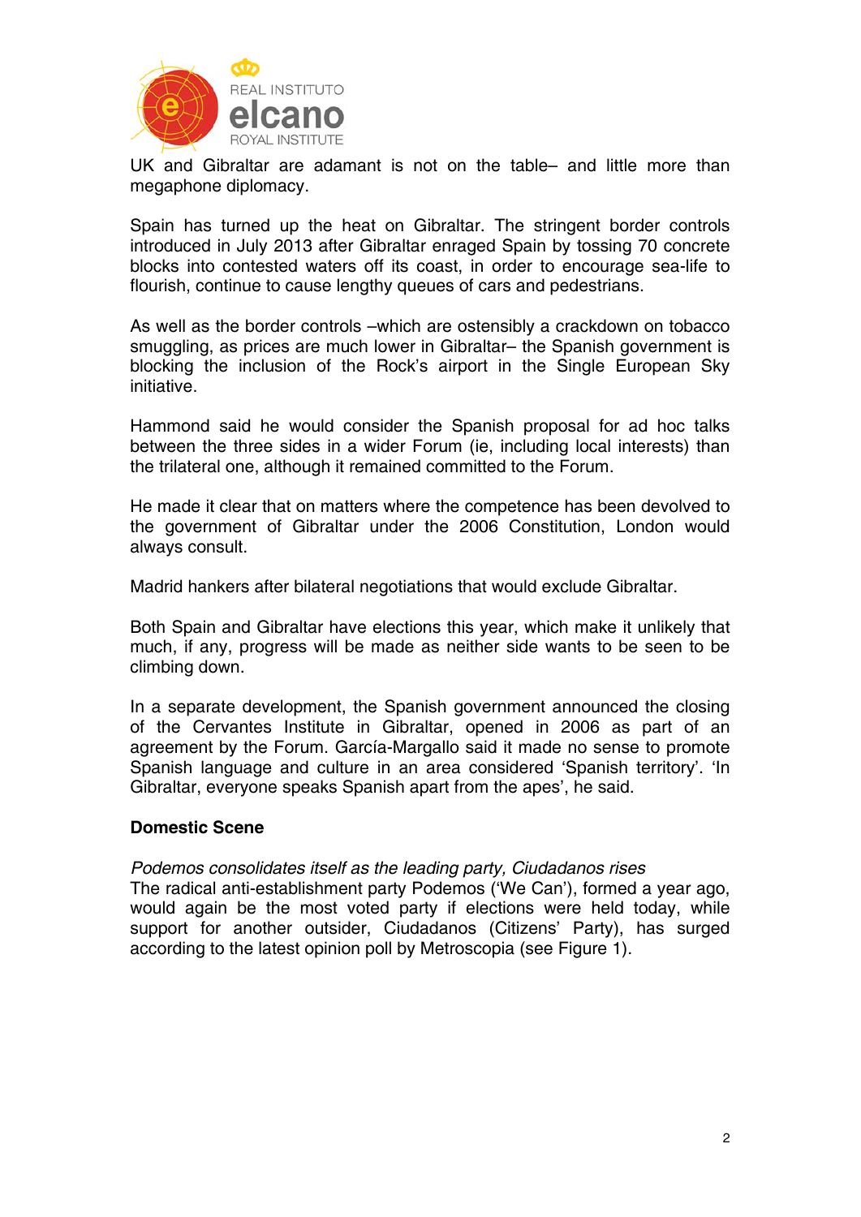UK and Gibraltar are adamant is not on the table– and little more than megaphone diplomacy.

Spain has turned up the heat on Gibraltar. The stringent border controls introduced in July 2013 after Gibraltar enraged Spain by tossing 70 concrete blocks into contested waters off its coast, in order to encourage sea-life to flourish, continue to cause lengthy queues of cars and pedestrians.

As well as the border controls –which are ostensibly a crackdown on tobacco smuggling, as prices are much lower in Gibraltar– the Spanish government is blocking the inclusion of the Rock's airport in the Single European Sky initiative.

Hammond said he would consider the Spanish proposal for ad hoc talks between the three sides in a wider Forum (ie, including local interests) than the trilateral one, although it remained committed to the Forum.

He made it clear that on matters where the competence has been devolved to the government of Gibraltar under the 2006 Constitution, London would always consult.

Madrid hankers after bilateral negotiations that would exclude Gibraltar.

Both Spain and Gibraltar have elections this year, which make it unlikely that much, if any, progress will be made as neither side wants to be seen to be climbing down.

In a separate development, the Spanish government announced the closing of the Cervantes Institute in Gibraltar, opened in 2006 as part of an agreement by the Forum. García-Margallo said it made no sense to promote Spanish language and culture in an area considered 'Spanish territory'. 'In Gibraltar, everyone speaks Spanish apart from the apes', he said.

## Domestic Scene

*Podemos consolidates itself as the leading party, Ciudadanos rises*

The radical anti-establishment party Podemos ('We Can'), formed a year ago, would again be the most voted party if elections were held today, while support for another outsider, Ciudadanos (Citizens' Party), has surged according to the latest opinion poll by Metroscopia (see Figure 1).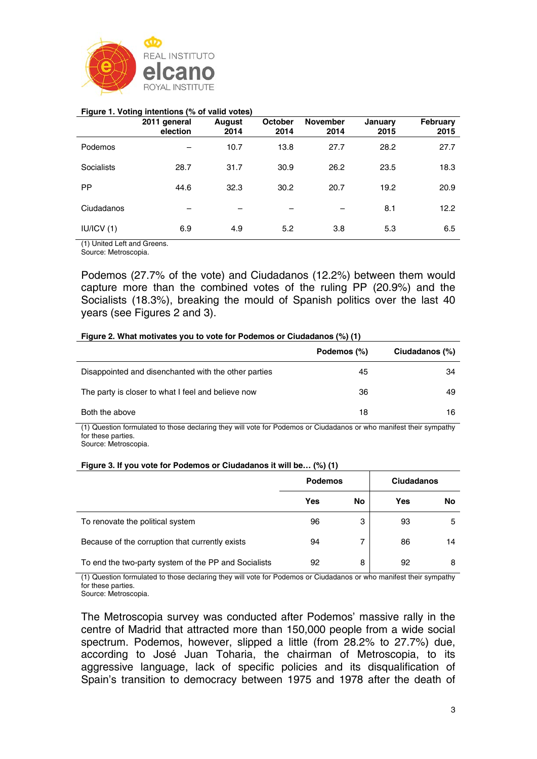**Figure 1. Voting intentions (% of valid votes)**

| | 2011 general election | August 2014 | October 2014 | November 2014 | January 2015 | February 2015 |
|---|---|---|---|---|---|---|
| Podemos | – | 10.7 | 13.8 | 27.7 | 28.2 | 27.7 |
| Socialists | 28.7 | 31.7 | 30.9 | 26.2 | 23.5 | 18.3 |
| PP | 44.6 | 32.3 | 30.2 | 20.7 | 19.2 | 20.9 |
| Ciudadanos | – | – | – | – | 8.1 | 12.2 |
| IU/ICV (1) | 6.9 | 4.9 | 5.2 | 3.8 | 5.3 | 6.5 |

(1) United Left and Greens.
Source: Metroscopia.

Podemos (27.7% of the vote) and Ciudadanos (12.2%) between them would capture more than the combined votes of the ruling PP (20.9%) and the Socialists (18.3%), breaking the mould of Spanish politics over the last 40 years (see Figures 2 and 3).

**Figure 2. What motivates you to vote for Podemos or Ciudadanos (%) (1)**

| | Podemos (%) | Ciudadanos (%) |
|---|---|---|
| Disappointed and disenchanted with the other parties | 45 | 34 |
| The party is closer to what I feel and believe now | 36 | 49 |
| Both the above | 18 | 16 |

(1) Question formulated to those declaring they will vote for Podemos or Ciudadanos or who manifest their sympathy for these parties.
Source: Metroscopia.

**Figure 3. If you vote for Podemos or Ciudadanos it will be… (%) (1)**

| | Podemos | | Ciudadanos | |
|---|---|---|---|---|
| | Yes | No | Yes | No |
| To renovate the political system | 96 | 3 | 93 | 5 |
| Because of the corruption that currently exists | 94 | 7 | 86 | 14 |
| To end the two-party system of the PP and Socialists | 92 | 8 | 92 | 8 |

(1) Question formulated to those declaring they will vote for Podemos or Ciudadanos or who manifest their sympathy for these parties.
Source: Metroscopia.

The Metroscopia survey was conducted after Podemos' massive rally in the centre of Madrid that attracted more than 150,000 people from a wide social spectrum. Podemos, however, slipped a little (from 28.2% to 27.7%) due, according to José Juan Toharia, the chairman of Metroscopia, to its aggressive language, lack of specific policies and its disqualification of Spain's transition to democracy between 1975 and 1978 after the death of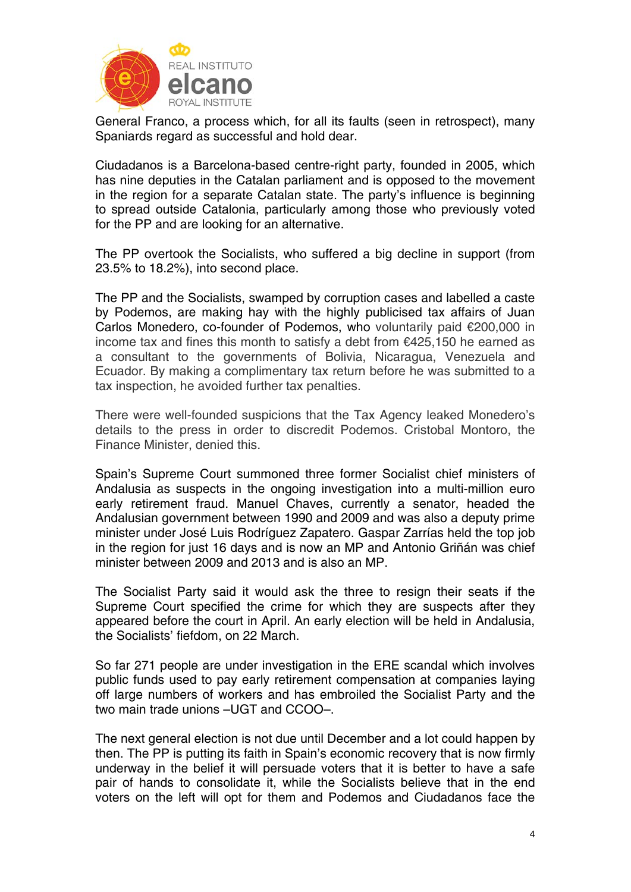General Franco, a process which, for all its faults (seen in retrospect), many Spaniards regard as successful and hold dear.

Ciudadanos is a Barcelona-based centre-right party, founded in 2005, which has nine deputies in the Catalan parliament and is opposed to the movement in the region for a separate Catalan state. The party's influence is beginning to spread outside Catalonia, particularly among those who previously voted for the PP and are looking for an alternative.

The PP overtook the Socialists, who suffered a big decline in support (from 23.5% to 18.2%), into second place.

The PP and the Socialists, swamped by corruption cases and labelled a caste by Podemos, are making hay with the highly publicised tax affairs of Juan Carlos Monedero, co-founder of Podemos, who voluntarily paid €200,000 in income tax and fines this month to satisfy a debt from €425,150 he earned as a consultant to the governments of Bolivia, Nicaragua, Venezuela and Ecuador. By making a complimentary tax return before he was submitted to a tax inspection, he avoided further tax penalties.

There were well-founded suspicions that the Tax Agency leaked Monedero's details to the press in order to discredit Podemos. Cristobal Montoro, the Finance Minister, denied this.

Spain's Supreme Court summoned three former Socialist chief ministers of Andalusia as suspects in the ongoing investigation into a multi-million euro early retirement fraud. Manuel Chaves, currently a senator, headed the Andalusian government between 1990 and 2009 and was also a deputy prime minister under José Luis Rodríguez Zapatero. Gaspar Zarrías held the top job in the region for just 16 days and is now an MP and Antonio Griñán was chief minister between 2009 and 2013 and is also an MP.

The Socialist Party said it would ask the three to resign their seats if the Supreme Court specified the crime for which they are suspects after they appeared before the court in April. An early election will be held in Andalusia, the Socialists' fiefdom, on 22 March.

So far 271 people are under investigation in the ERE scandal which involves public funds used to pay early retirement compensation at companies laying off large numbers of workers and has embroiled the Socialist Party and the two main trade unions –UGT and CCOO–.

The next general election is not due until December and a lot could happen by then. The PP is putting its faith in Spain's economic recovery that is now firmly underway in the belief it will persuade voters that it is better to have a safe pair of hands to consolidate it, while the Socialists believe that in the end voters on the left will opt for them and Podemos and Ciudadanos face the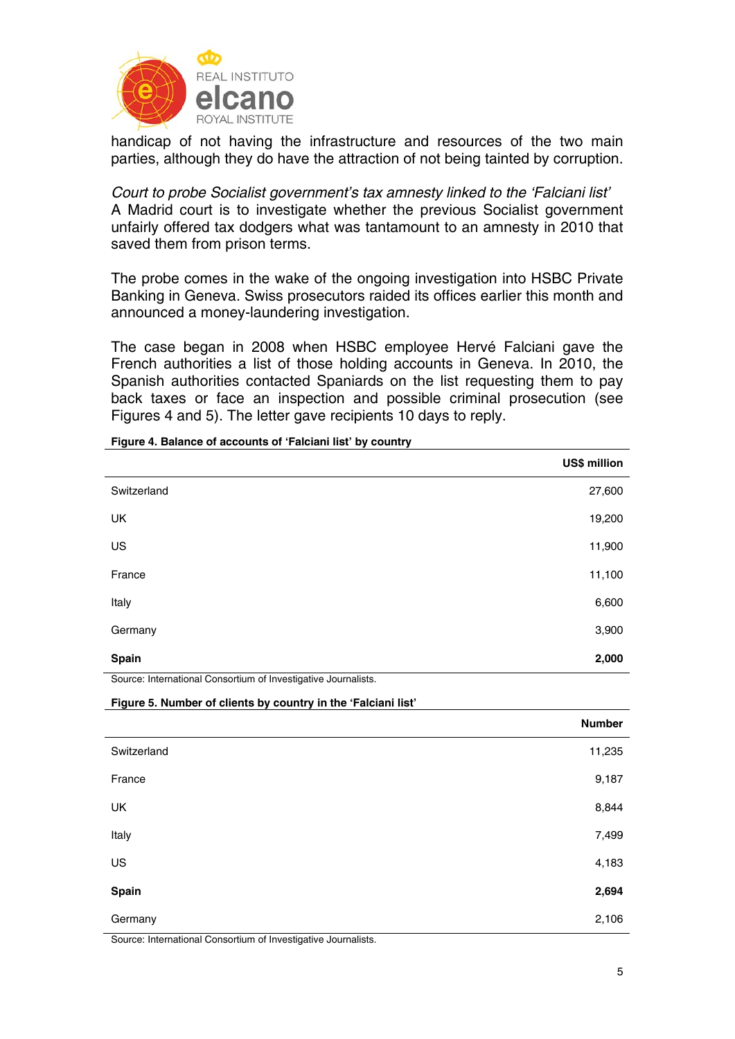handicap of not having the infrastructure and resources of the two main parties, although they do have the attraction of not being tainted by corruption.

*Court to probe Socialist government's tax amnesty linked to the 'Falciani list'*
A Madrid court is to investigate whether the previous Socialist government unfairly offered tax dodgers what was tantamount to an amnesty in 2010 that saved them from prison terms.

The probe comes in the wake of the ongoing investigation into HSBC Private Banking in Geneva. Swiss prosecutors raided its offices earlier this month and announced a money-laundering investigation.

The case began in 2008 when HSBC employee Hervé Falciani gave the French authorities a list of those holding accounts in Geneva. In 2010, the Spanish authorities contacted Spaniards on the list requesting them to pay back taxes or face an inspection and possible criminal prosecution (see Figures 4 and 5). The letter gave recipients 10 days to reply.

**Figure 4. Balance of accounts of 'Falciani list' by country**

| | US$ million |
|---|---|
| Switzerland | 27,600 |
| UK | 19,200 |
| US | 11,900 |
| France | 11,100 |
| Italy | 6,600 |
| Germany | 3,900 |
| **Spain** | **2,000** |

Source: International Consortium of Investigative Journalists.

**Figure 5. Number of clients by country in the 'Falciani list'**

| | Number |
|---|---|
| Switzerland | 11,235 |
| France | 9,187 |
| UK | 8,844 |
| Italy | 7,499 |
| US | 4,183 |
| **Spain** | **2,694** |
| Germany | 2,106 |

Source: International Consortium of Investigative Journalists.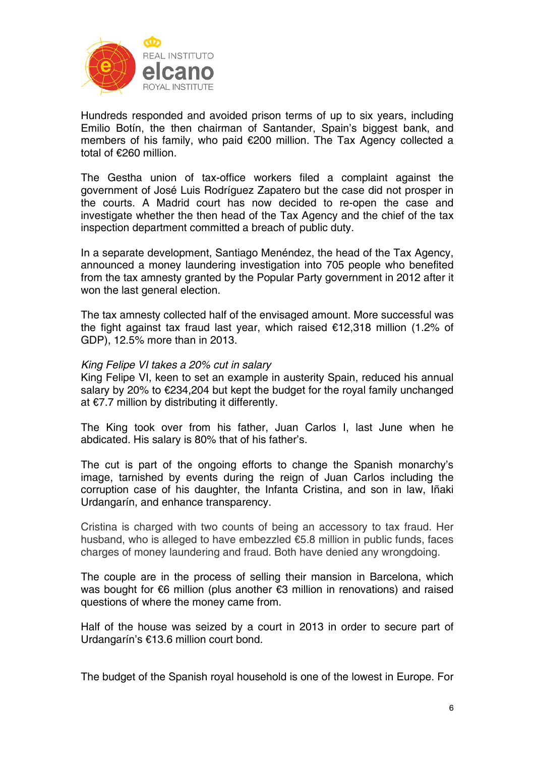Hundreds responded and avoided prison terms of up to six years, including Emilio Botín, the then chairman of Santander, Spain's biggest bank, and members of his family, who paid €200 million. The Tax Agency collected a total of €260 million.

The Gestha union of tax-office workers filed a complaint against the government of José Luis Rodríguez Zapatero but the case did not prosper in the courts. A Madrid court has now decided to re-open the case and investigate whether the then head of the Tax Agency and the chief of the tax inspection department committed a breach of public duty.

In a separate development, Santiago Menéndez, the head of the Tax Agency, announced a money laundering investigation into 705 people who benefited from the tax amnesty granted by the Popular Party government in 2012 after it won the last general election.

The tax amnesty collected half of the envisaged amount. More successful was the fight against tax fraud last year, which raised €12,318 million (1.2% of GDP), 12.5% more than in 2013.

*King Felipe VI takes a 20% cut in salary*

King Felipe VI, keen to set an example in austerity Spain, reduced his annual salary by 20% to €234,204 but kept the budget for the royal family unchanged at €7.7 million by distributing it differently.

The King took over from his father, Juan Carlos I, last June when he abdicated. His salary is 80% that of his father's.

The cut is part of the ongoing efforts to change the Spanish monarchy's image, tarnished by events during the reign of Juan Carlos including the corruption case of his daughter, the Infanta Cristina, and son in law, Iñaki Urdangarín, and enhance transparency.

Cristina is charged with two counts of being an accessory to tax fraud. Her husband, who is alleged to have embezzled €5.8 million in public funds, faces charges of money laundering and fraud. Both have denied any wrongdoing.

The couple are in the process of selling their mansion in Barcelona, which was bought for €6 million (plus another €3 million in renovations) and raised questions of where the money came from.

Half of the house was seized by a court in 2013 in order to secure part of Urdangarín's €13.6 million court bond.

The budget of the Spanish royal household is one of the lowest in Europe. For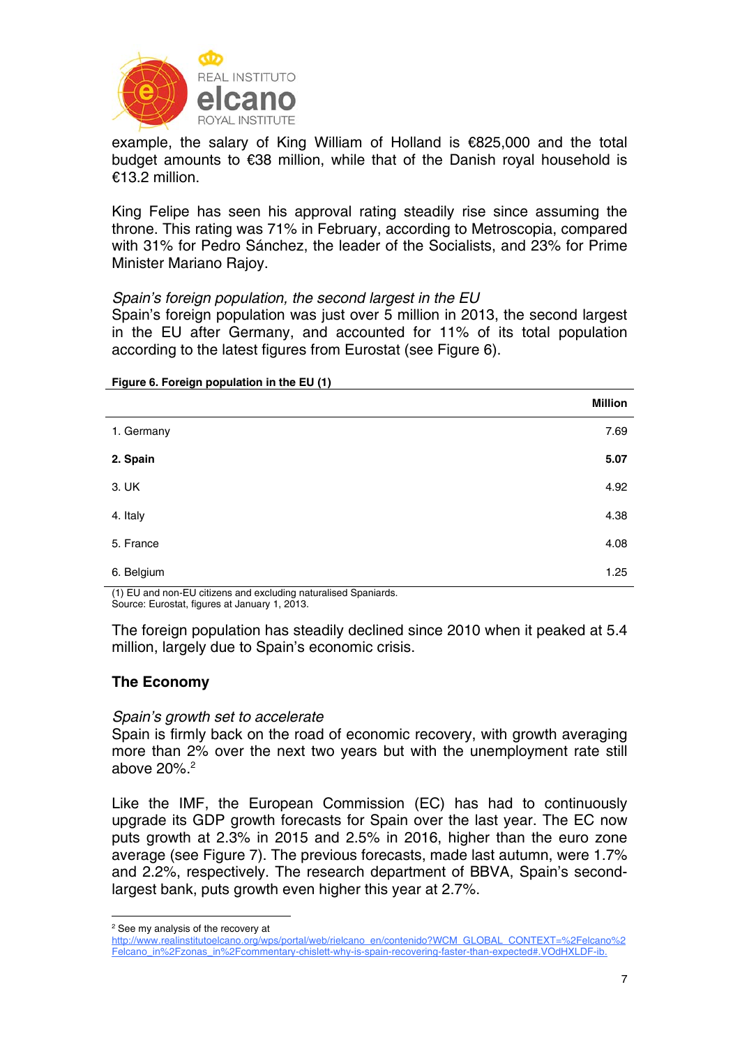example, the salary of King William of Holland is €825,000 and the total budget amounts to €38 million, while that of the Danish royal household is €13.2 million.

King Felipe has seen his approval rating steadily rise since assuming the throne. This rating was 71% in February, according to Metroscopia, compared with 31% for Pedro Sánchez, the leader of the Socialists, and 23% for Prime Minister Mariano Rajoy.

*Spain's foreign population, the second largest in the EU*

Spain's foreign population was just over 5 million in 2013, the second largest in the EU after Germany, and accounted for 11% of its total population according to the latest figures from Eurostat (see Figure 6).

**Figure 6. Foreign population in the EU (1)**

| | **Million** |
|---|---|
| 1. Germany | 7.69 |
| **2. Spain** | **5.07** |
| 3. UK | 4.92 |
| 4. Italy | 4.38 |
| 5. France | 4.08 |
| 6. Belgium | 1.25 |

(1) EU and non-EU citizens and excluding naturalised Spaniards.
Source: Eurostat, figures at January 1, 2013.

The foreign population has steadily declined since 2010 when it peaked at 5.4 million, largely due to Spain's economic crisis.

## The Economy

*Spain's growth set to accelerate*

Spain is firmly back on the road of economic recovery, with growth averaging more than 2% over the next two years but with the unemployment rate still above 20%.[2]

Like the IMF, the European Commission (EC) has had to continuously upgrade its GDP growth forecasts for Spain over the last year. The EC now puts growth at 2.3% in 2015 and 2.5% in 2016, higher than the euro zone average (see Figure 7). The previous forecasts, made last autumn, were 1.7% and 2.2%, respectively. The research department of BBVA, Spain's second-largest bank, puts growth even higher this year at 2.7%.

[2] See my analysis of the recovery at http://www.realinstitutoelcano.org/wps/portal/web/rielcano_en/contenido?WCM_GLOBAL_CONTEXT=%2Felcano%2Felcano_in%2Fzonas_in%2Fcommentary-chislett-why-is-spain-recovering-faster-than-expected#.VOdHXLDF-ib.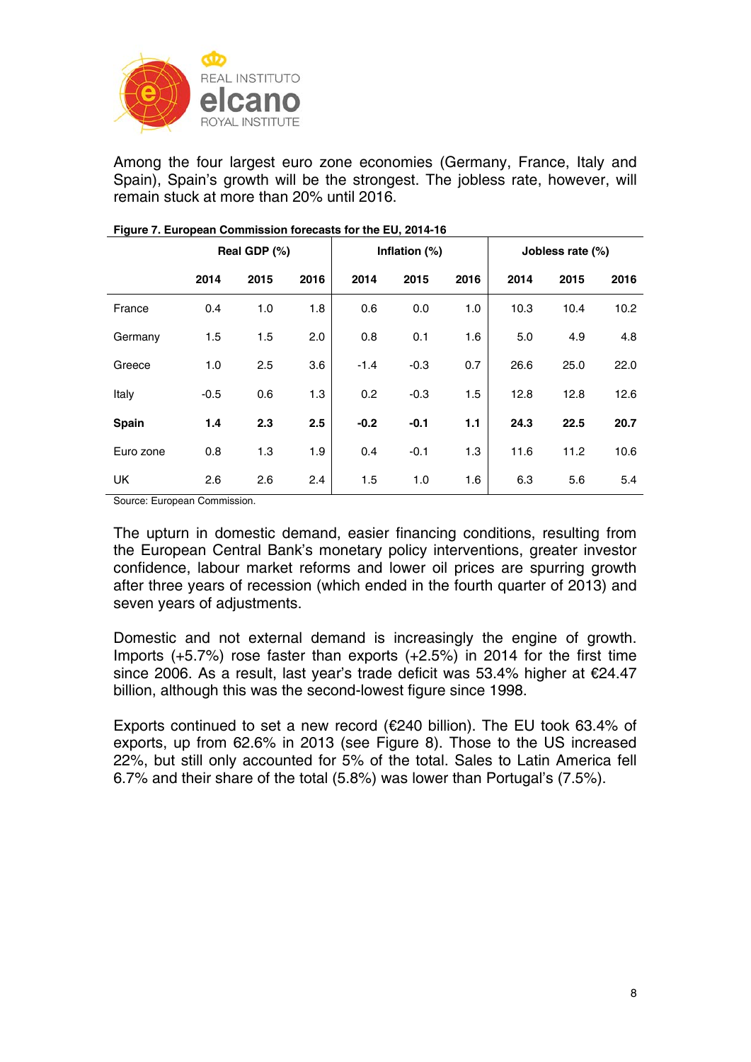Among the four largest euro zone economies (Germany, France, Italy and Spain), Spain's growth will be the strongest. The jobless rate, however, will remain stuck at more than 20% until 2016.

**Figure 7. European Commission forecasts for the EU, 2014-16**

| | Real GDP (%) | | | Inflation (%) | | | Jobless rate (%) | | |
|---|---|---|---|---|---|---|---|---|---|
| | **2014** | **2015** | **2016** | **2014** | **2015** | **2016** | **2014** | **2015** | **2016** |
| France | 0.4 | 1.0 | 1.8 | 0.6 | 0.0 | 1.0 | 10.3 | 10.4 | 10.2 |
| Germany | 1.5 | 1.5 | 2.0 | 0.8 | 0.1 | 1.6 | 5.0 | 4.9 | 4.8 |
| Greece | 1.0 | 2.5 | 3.6 | -1.4 | -0.3 | 0.7 | 26.6 | 25.0 | 22.0 |
| Italy | -0.5 | 0.6 | 1.3 | 0.2 | -0.3 | 1.5 | 12.8 | 12.8 | 12.6 |
| **Spain** | **1.4** | **2.3** | **2.5** | **-0.2** | **-0.1** | **1.1** | **24.3** | **22.5** | **20.7** |
| Euro zone | 0.8 | 1.3 | 1.9 | 0.4 | -0.1 | 1.3 | 11.6 | 11.2 | 10.6 |
| UK | 2.6 | 2.6 | 2.4 | 1.5 | 1.0 | 1.6 | 6.3 | 5.6 | 5.4 |

Source: European Commission.

The upturn in domestic demand, easier financing conditions, resulting from the European Central Bank's monetary policy interventions, greater investor confidence, labour market reforms and lower oil prices are spurring growth after three years of recession (which ended in the fourth quarter of 2013) and seven years of adjustments.

Domestic and not external demand is increasingly the engine of growth. Imports (+5.7%) rose faster than exports (+2.5%) in 2014 for the first time since 2006. As a result, last year's trade deficit was 53.4% higher at €24.47 billion, although this was the second-lowest figure since 1998.

Exports continued to set a new record (€240 billion). The EU took 63.4% of exports, up from 62.6% in 2013 (see Figure 8). Those to the US increased 22%, but still only accounted for 5% of the total. Sales to Latin America fell 6.7% and their share of the total (5.8%) was lower than Portugal's (7.5%).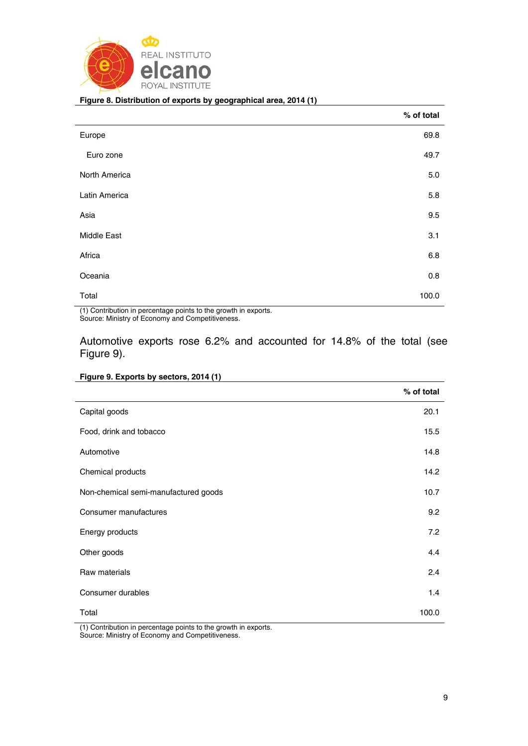**Figure 8. Distribution of exports by geographical area, 2014 (1)**

| | % of total |
|---|---|
| Europe | 69.8 |
| Euro zone | 49.7 |
| North America | 5.0 |
| Latin America | 5.8 |
| Asia | 9.5 |
| Middle East | 3.1 |
| Africa | 6.8 |
| Oceania | 0.8 |
| Total | 100.0 |

(1) Contribution in percentage points to the growth in exports.
Source: Ministry of Economy and Competitiveness.

Automotive exports rose 6.2% and accounted for 14.8% of the total (see Figure 9).

**Figure 9. Exports by sectors, 2014 (1)**

| | % of total |
|---|---|
| Capital goods | 20.1 |
| Food, drink and tobacco | 15.5 |
| Automotive | 14.8 |
| Chemical products | 14.2 |
| Non-chemical semi-manufactured goods | 10.7 |
| Consumer manufactures | 9.2 |
| Energy products | 7.2 |
| Other goods | 4.4 |
| Raw materials | 2.4 |
| Consumer durables | 1.4 |
| Total | 100.0 |

(1) Contribution in percentage points to the growth in exports.
Source: Ministry of Economy and Competitiveness.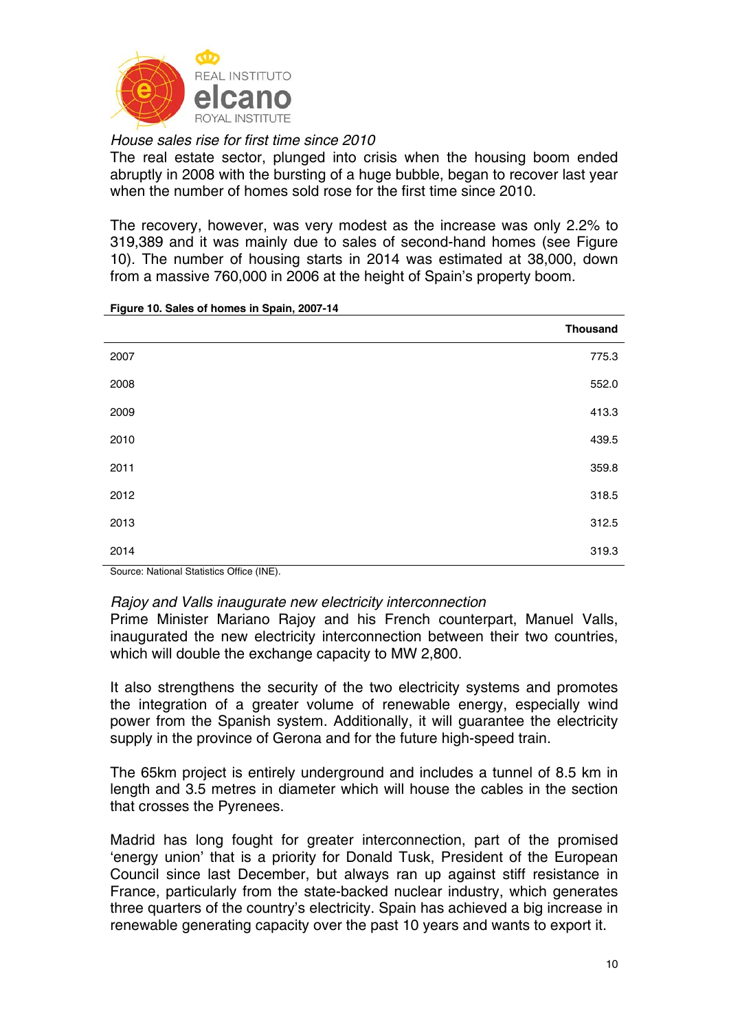*House sales rise for first time since 2010*

The real estate sector, plunged into crisis when the housing boom ended abruptly in 2008 with the bursting of a huge bubble, began to recover last year when the number of homes sold rose for the first time since 2010.

The recovery, however, was very modest as the increase was only 2.2% to 319,389 and it was mainly due to sales of second-hand homes (see Figure 10). The number of housing starts in 2014 was estimated at 38,000, down from a massive 760,000 in 2006 at the height of Spain's property boom.

**Figure 10. Sales of homes in Spain, 2007-14**

| | **Thousand** |
|---|---|
| 2007 | 775.3 |
| 2008 | 552.0 |
| 2009 | 413.3 |
| 2010 | 439.5 |
| 2011 | 359.8 |
| 2012 | 318.5 |
| 2013 | 312.5 |
| 2014 | 319.3 |

Source: National Statistics Office (INE).

*Rajoy and Valls inaugurate new electricity interconnection*

Prime Minister Mariano Rajoy and his French counterpart, Manuel Valls, inaugurated the new electricity interconnection between their two countries, which will double the exchange capacity to MW 2,800.

It also strengthens the security of the two electricity systems and promotes the integration of a greater volume of renewable energy, especially wind power from the Spanish system. Additionally, it will guarantee the electricity supply in the province of Gerona and for the future high-speed train.

The 65km project is entirely underground and includes a tunnel of 8.5 km in length and 3.5 metres in diameter which will house the cables in the section that crosses the Pyrenees.

Madrid has long fought for greater interconnection, part of the promised 'energy union' that is a priority for Donald Tusk, President of the European Council since last December, but always ran up against stiff resistance in France, particularly from the state-backed nuclear industry, which generates three quarters of the country's electricity. Spain has achieved a big increase in renewable generating capacity over the past 10 years and wants to export it.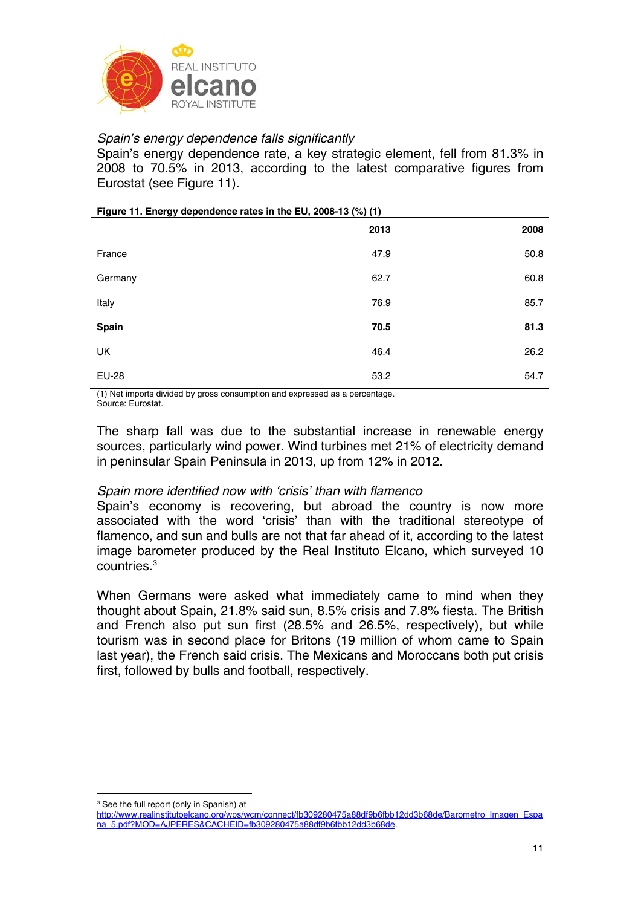*Spain's energy dependence falls significantly*

Spain's energy dependence rate, a key strategic element, fell from 81.3% in 2008 to 70.5% in 2013, according to the latest comparative figures from Eurostat (see Figure 11).

**Figure 11. Energy dependence rates in the EU, 2008-13 (%) (1)**

| | 2013 | 2008 |
|---|---|---|
| France | 47.9 | 50.8 |
| Germany | 62.7 | 60.8 |
| Italy | 76.9 | 85.7 |
| **Spain** | **70.5** | **81.3** |
| UK | 46.4 | 26.2 |
| EU-28 | 53.2 | 54.7 |

(1) Net imports divided by gross consumption and expressed as a percentage.
Source: Eurostat.

The sharp fall was due to the substantial increase in renewable energy sources, particularly wind power. Wind turbines met 21% of electricity demand in peninsular Spain Peninsula in 2013, up from 12% in 2012.

*Spain more identified now with 'crisis' than with flamenco*

Spain's economy is recovering, but abroad the country is now more associated with the word 'crisis' than with the traditional stereotype of flamenco, and sun and bulls are not that far ahead of it, according to the latest image barometer produced by the Real Instituto Elcano, which surveyed 10 countries.[3]

When Germans were asked what immediately came to mind when they thought about Spain, 21.8% said sun, 8.5% crisis and 7.8% fiesta. The British and French also put sun first (28.5% and 26.5%, respectively), but while tourism was in second place for Britons (19 million of whom came to Spain last year), the French said crisis. The Mexicans and Moroccans both put crisis first, followed by bulls and football, respectively.

[3] See the full report (only in Spanish) at http://www.realinstitutoelcano.org/wps/wcm/connect/fb309280475a88df9b6fbb12dd3b68de/Barometro_Imagen_Espana_5.pdf?MOD=AJPERES&CACHEID=fb309280475a88df9b6fbb12dd3b68de.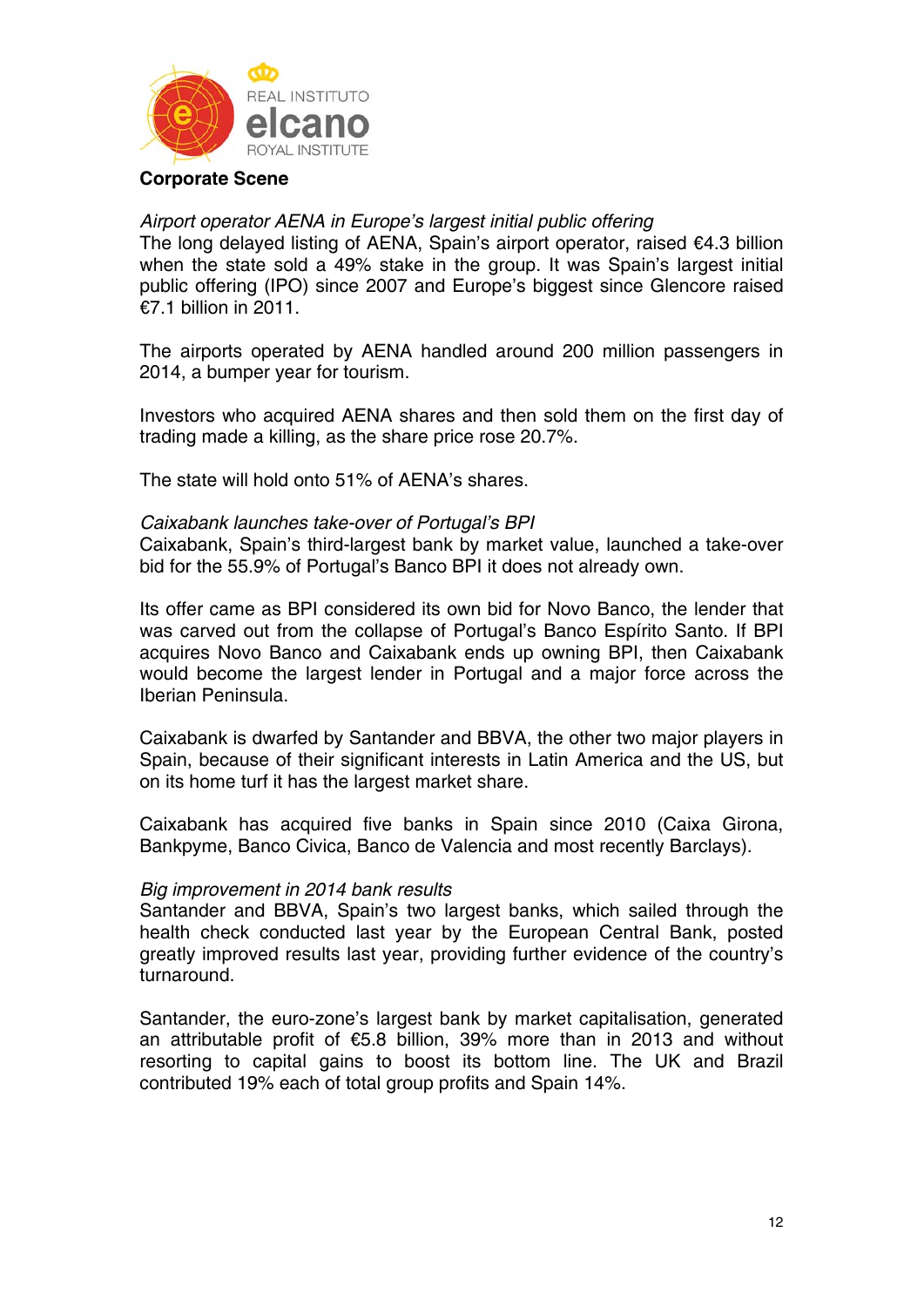## Corporate Scene

*Airport operator AENA in Europe's largest initial public offering*
The long delayed listing of AENA, Spain's airport operator, raised €4.3 billion when the state sold a 49% stake in the group. It was Spain's largest initial public offering (IPO) since 2007 and Europe's biggest since Glencore raised €7.1 billion in 2011.

The airports operated by AENA handled around 200 million passengers in 2014, a bumper year for tourism.

Investors who acquired AENA shares and then sold them on the first day of trading made a killing, as the share price rose 20.7%.

The state will hold onto 51% of AENA's shares.

*Caixabank launches take-over of Portugal's BPI*
Caixabank, Spain's third-largest bank by market value, launched a take-over bid for the 55.9% of Portugal's Banco BPI it does not already own.

Its offer came as BPI considered its own bid for Novo Banco, the lender that was carved out from the collapse of Portugal's Banco Espírito Santo. If BPI acquires Novo Banco and Caixabank ends up owning BPI, then Caixabank would become the largest lender in Portugal and a major force across the Iberian Peninsula.

Caixabank is dwarfed by Santander and BBVA, the other two major players in Spain, because of their significant interests in Latin America and the US, but on its home turf it has the largest market share.

Caixabank has acquired five banks in Spain since 2010 (Caixa Girona, Bankpyme, Banco Civica, Banco de Valencia and most recently Barclays).

*Big improvement in 2014 bank results*
Santander and BBVA, Spain's two largest banks, which sailed through the health check conducted last year by the European Central Bank, posted greatly improved results last year, providing further evidence of the country's turnaround.

Santander, the euro-zone's largest bank by market capitalisation, generated an attributable profit of €5.8 billion, 39% more than in 2013 and without resorting to capital gains to boost its bottom line. The UK and Brazil contributed 19% each of total group profits and Spain 14%.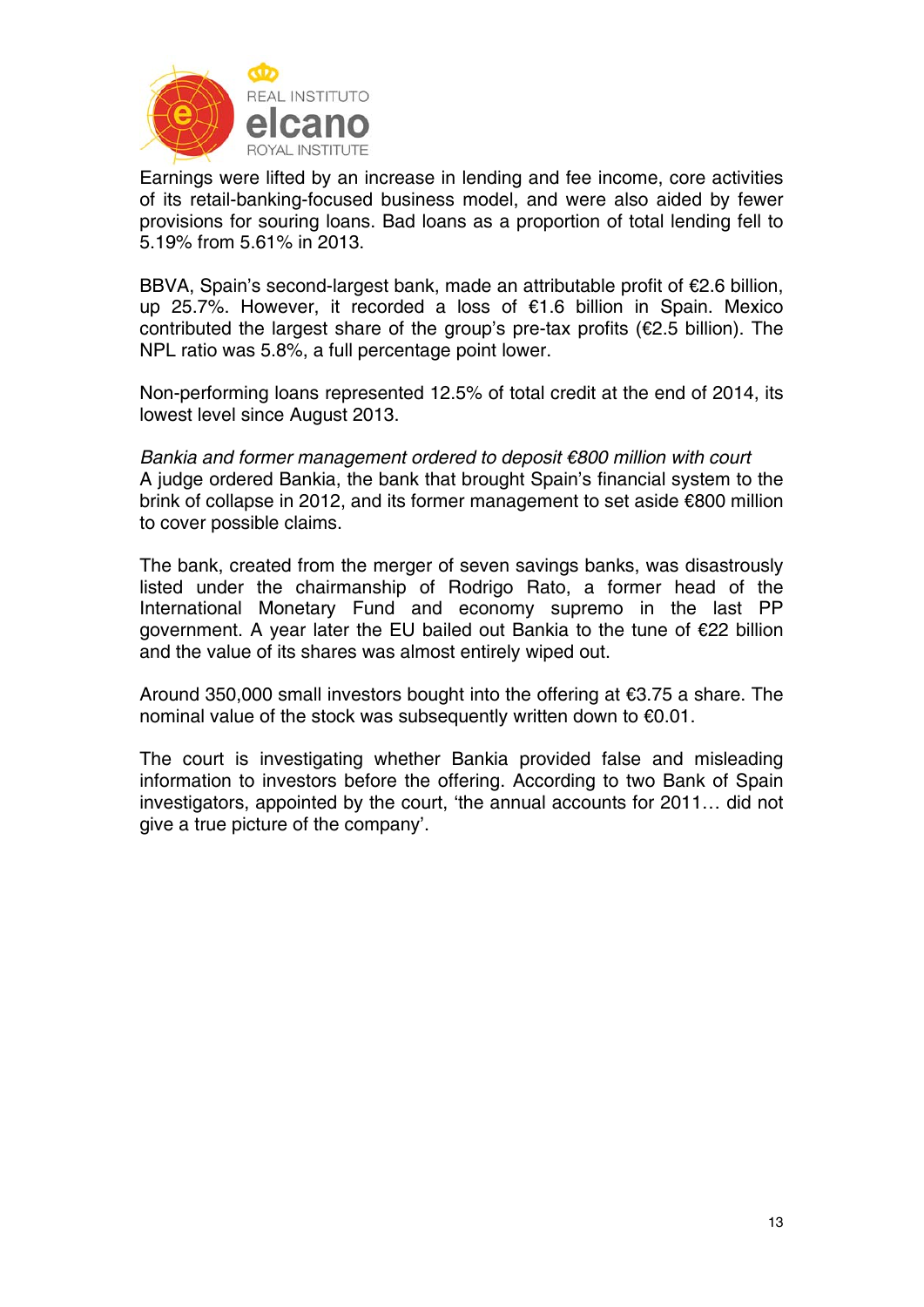Earnings were lifted by an increase in lending and fee income, core activities of its retail-banking-focused business model, and were also aided by fewer provisions for souring loans. Bad loans as a proportion of total lending fell to 5.19% from 5.61% in 2013.

BBVA, Spain's second-largest bank, made an attributable profit of €2.6 billion, up 25.7%. However, it recorded a loss of €1.6 billion in Spain. Mexico contributed the largest share of the group's pre-tax profits (€2.5 billion). The NPL ratio was 5.8%, a full percentage point lower.

Non-performing loans represented 12.5% of total credit at the end of 2014, its lowest level since August 2013.

*Bankia and former management ordered to deposit €800 million with court*
A judge ordered Bankia, the bank that brought Spain's financial system to the brink of collapse in 2012, and its former management to set aside €800 million to cover possible claims.

The bank, created from the merger of seven savings banks, was disastrously listed under the chairmanship of Rodrigo Rato, a former head of the International Monetary Fund and economy supremo in the last PP government. A year later the EU bailed out Bankia to the tune of €22 billion and the value of its shares was almost entirely wiped out.

Around 350,000 small investors bought into the offering at €3.75 a share. The nominal value of the stock was subsequently written down to €0.01.

The court is investigating whether Bankia provided false and misleading information to investors before the offering. According to two Bank of Spain investigators, appointed by the court, 'the annual accounts for 2011… did not give a true picture of the company'.